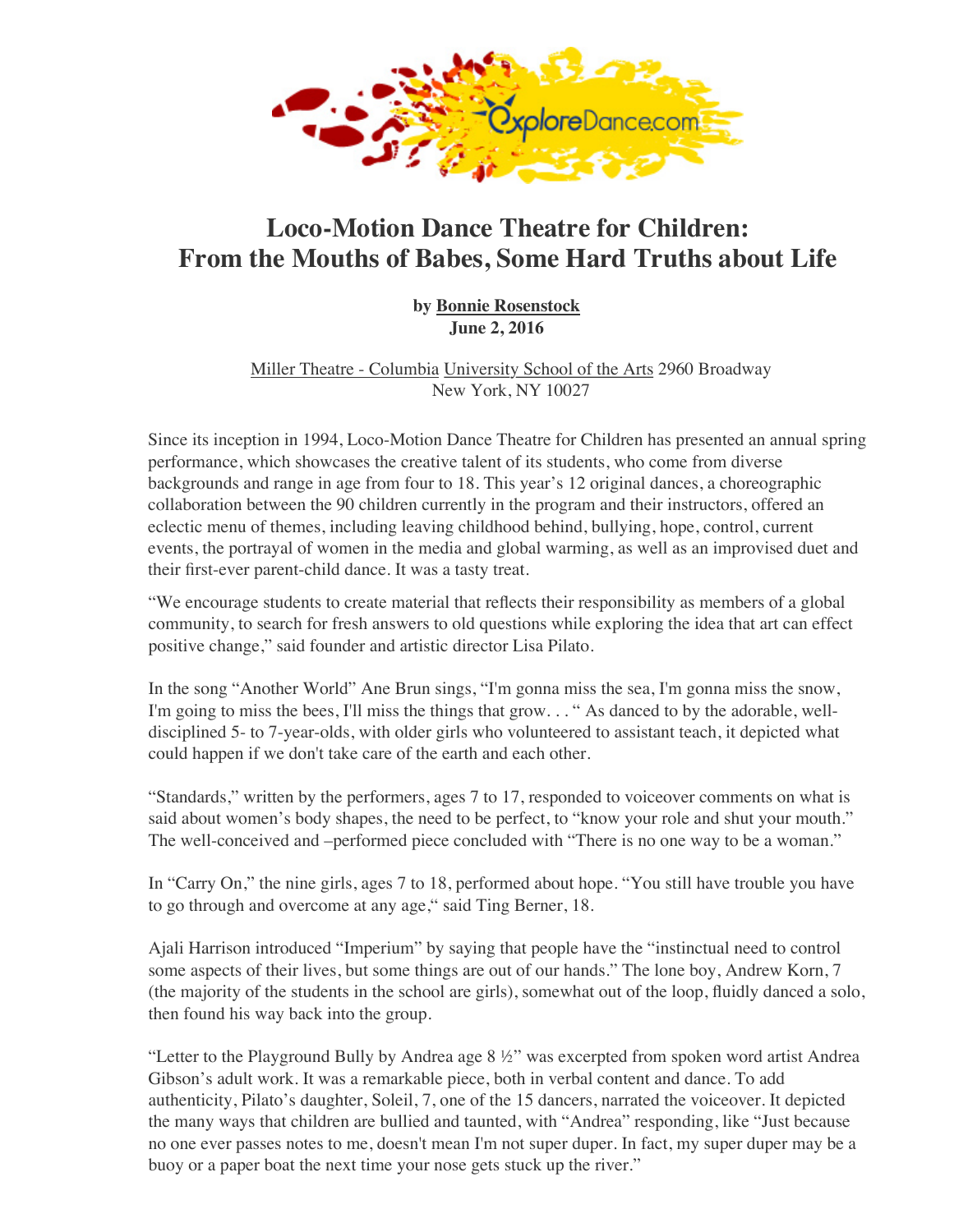# Loco-Motion Dance Theatre for Children: From the Mouths of Babes, Some Hard Truths about Life

**by Bonnie Rosenstock**
**June 2, 2016**

Miller Theatre - Columbia University School of the Arts 2960 Broadway
New York, NY 10027

Since its inception in 1994, Loco-Motion Dance Theatre for Children has presented an annual spring performance, which showcases the creative talent of its students, who come from diverse backgrounds and range in age from four to 18. This year's 12 original dances, a choreographic collaboration between the 90 children currently in the program and their instructors, offered an eclectic menu of themes, including leaving childhood behind, bullying, hope, control, current events, the portrayal of women in the media and global warming, as well as an improvised duet and their first-ever parent-child dance. It was a tasty treat.

"We encourage students to create material that reflects their responsibility as members of a global community, to search for fresh answers to old questions while exploring the idea that art can effect positive change," said founder and artistic director Lisa Pilato.

In the song "Another World" Ane Brun sings, "I'm gonna miss the sea, I'm gonna miss the snow, I'm going to miss the bees, I'll miss the things that grow. . . " As danced to by the adorable, well-disciplined 5- to 7-year-olds, with older girls who volunteered to assistant teach, it depicted what could happen if we don't take care of the earth and each other.

"Standards," written by the performers, ages 7 to 17, responded to voiceover comments on what is said about women's body shapes, the need to be perfect, to "know your role and shut your mouth." The well-conceived and –performed piece concluded with "There is no one way to be a woman."

In "Carry On," the nine girls, ages 7 to 18, performed about hope. "You still have trouble you have to go through and overcome at any age," said Ting Berner, 18.

Ajali Harrison introduced "Imperium" by saying that people have the "instinctual need to control some aspects of their lives, but some things are out of our hands." The lone boy, Andrew Korn, 7 (the majority of the students in the school are girls), somewhat out of the loop, fluidly danced a solo, then found his way back into the group.

"Letter to the Playground Bully by Andrea age 8 ½" was excerpted from spoken word artist Andrea Gibson's adult work. It was a remarkable piece, both in verbal content and dance. To add authenticity, Pilato's daughter, Soleil, 7, one of the 15 dancers, narrated the voiceover. It depicted the many ways that children are bullied and taunted, with "Andrea" responding, like "Just because no one ever passes notes to me, doesn't mean I'm not super duper. In fact, my super duper may be a buoy or a paper boat the next time your nose gets stuck up the river."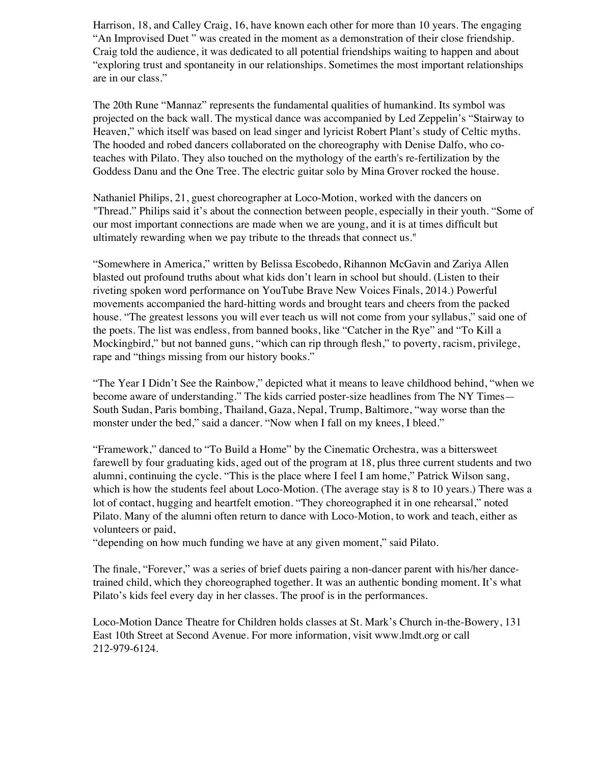Harrison, 18, and Calley Craig, 16, have known each other for more than 10 years. The engaging "An Improvised Duet " was created in the moment as a demonstration of their close friendship. Craig told the audience, it was dedicated to all potential friendships waiting to happen and about "exploring trust and spontaneity in our relationships. Sometimes the most important relationships are in our class."

The 20th Rune "Mannaz" represents the fundamental qualities of humankind. Its symbol was projected on the back wall. The mystical dance was accompanied by Led Zeppelin's "Stairway to Heaven," which itself was based on lead singer and lyricist Robert Plant's study of Celtic myths. The hooded and robed dancers collaborated on the choreography with Denise Dalfo, who co-teaches with Pilato. They also touched on the mythology of the earth's re-fertilization by the Goddess Danu and the One Tree. The electric guitar solo by Mina Grover rocked the house.

Nathaniel Philips, 21, guest choreographer at Loco-Motion, worked with the dancers on "Thread." Philips said it's about the connection between people, especially in their youth. "Some of our most important connections are made when we are young, and it is at times difficult but ultimately rewarding when we pay tribute to the threads that connect us."

"Somewhere in America," written by Belissa Escobedo, Rihannon McGavin and Zariya Allen blasted out profound truths about what kids don't learn in school but should. (Listen to their riveting spoken word performance on YouTube Brave New Voices Finals, 2014.) Powerful movements accompanied the hard-hitting words and brought tears and cheers from the packed house. "The greatest lessons you will ever teach us will not come from your syllabus," said one of the poets. The list was endless, from banned books, like "Catcher in the Rye" and "To Kill a Mockingbird," but not banned guns, "which can rip through flesh," to poverty, racism, privilege, rape and "things missing from our history books."

"The Year I Didn't See the Rainbow," depicted what it means to leave childhood behind, "when we become aware of understanding." The kids carried poster-size headlines from The NY Times— South Sudan, Paris bombing, Thailand, Gaza, Nepal, Trump, Baltimore, "way worse than the monster under the bed," said a dancer. "Now when I fall on my knees, I bleed."

"Framework," danced to "To Build a Home" by the Cinematic Orchestra, was a bittersweet farewell by four graduating kids, aged out of the program at 18, plus three current students and two alumni, continuing the cycle. "This is the place where I feel I am home," Patrick Wilson sang, which is how the students feel about Loco-Motion. (The average stay is 8 to 10 years.) There was a lot of contact, hugging and heartfelt emotion. "They choreographed it in one rehearsal," noted Pilato. Many of the alumni often return to dance with Loco-Motion, to work and teach, either as volunteers or paid,
"depending on how much funding we have at any given moment," said Pilato.

The finale, "Forever," was a series of brief duets pairing a non-dancer parent with his/her dance-trained child, which they choreographed together. It was an authentic bonding moment. It's what Pilato's kids feel every day in her classes. The proof is in the performances.

Loco-Motion Dance Theatre for Children holds classes at St. Mark's Church in-the-Bowery, 131 East 10th Street at Second Avenue. For more information, visit www.lmdt.org or call 212-979-6124.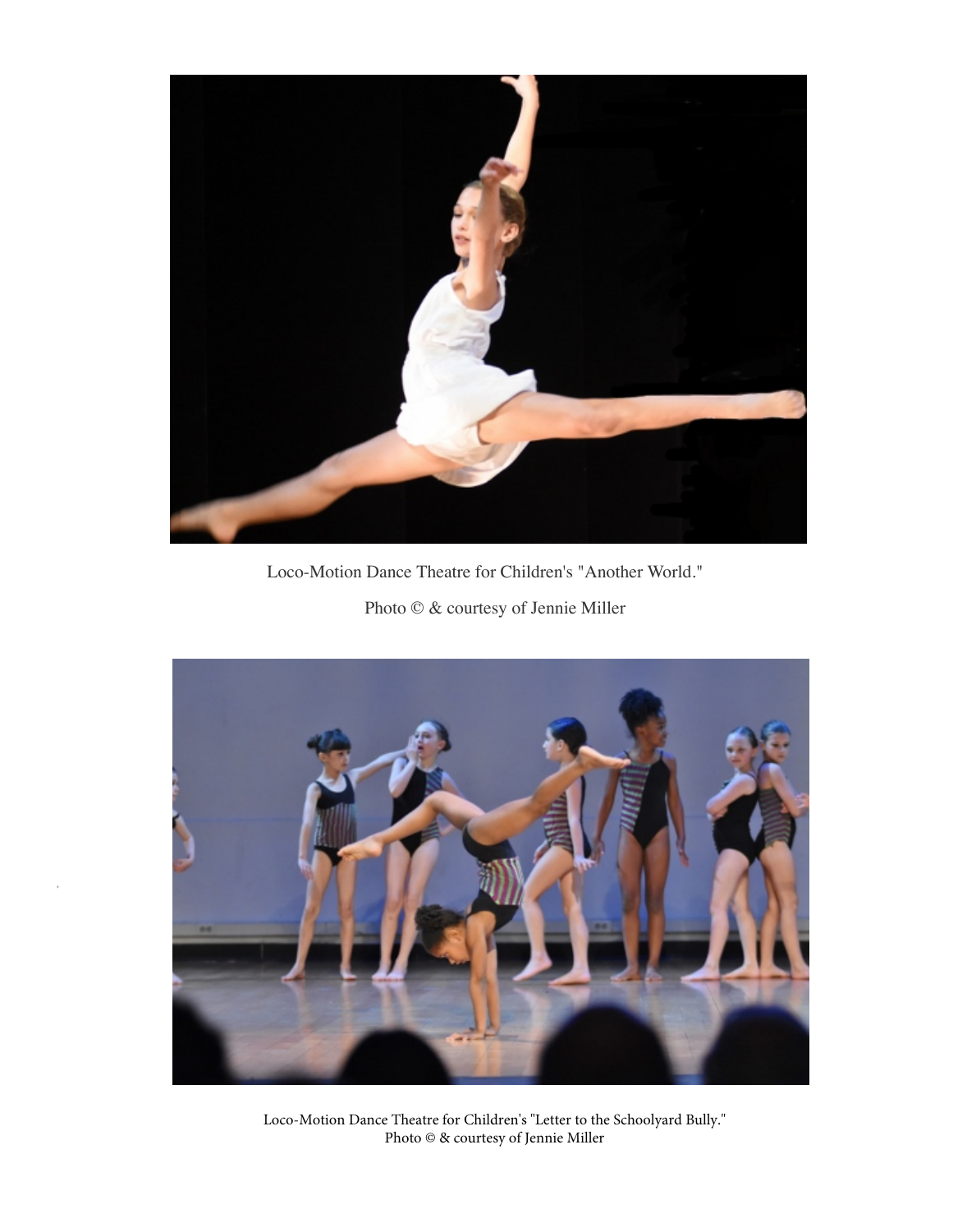Loco-Motion Dance Theatre for Children's "Another World."

Photo © & courtesy of Jennie Miller

Loco-Motion Dance Theatre for Children's "Letter to the Schoolyard Bully."
Photo © & courtesy of Jennie Miller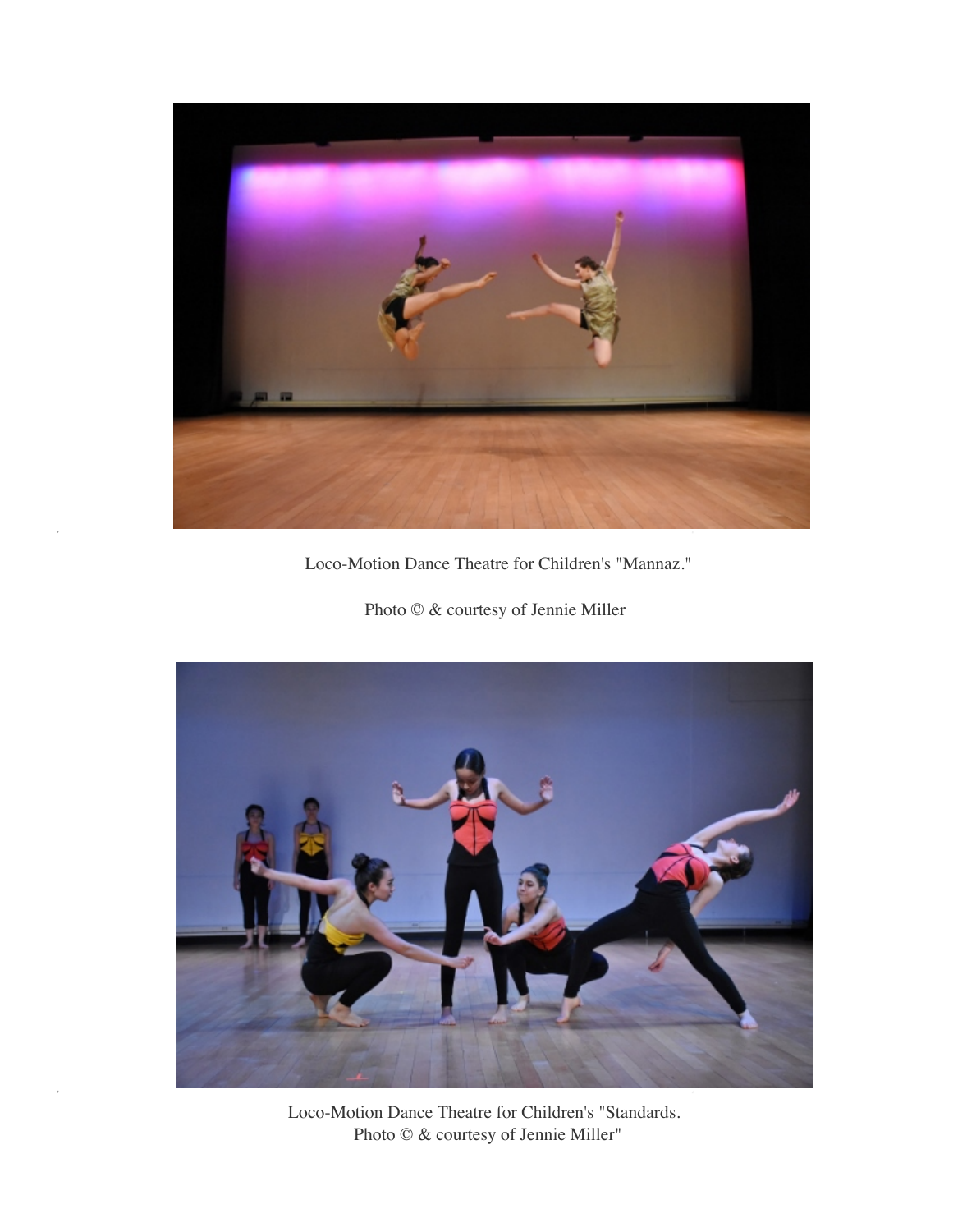Loco-Motion Dance Theatre for Children's "Mannaz."

Photo © & courtesy of Jennie Miller

Loco-Motion Dance Theatre for Children's "Standards.
Photo © & courtesy of Jennie Miller"